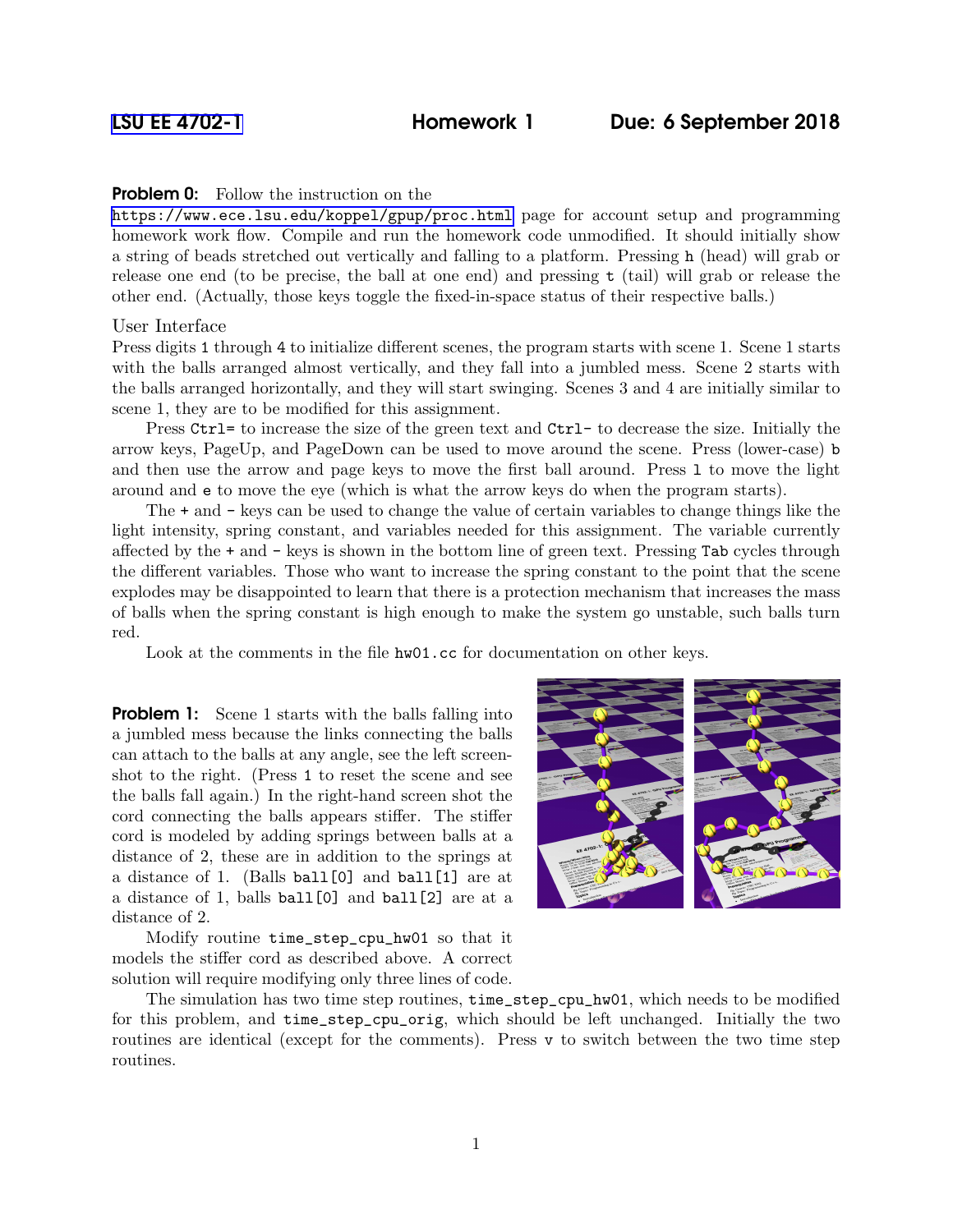# LSU EE 4702-1 Homework 1 Due: 6 September 2018

**Problem 0:** Follow the instruction on the https://www.ece.lsu.edu/koppel/gpup/proc.html page for account setup and programming homework work flow. Compile and run the homework code unmodified. It should initially show a string of beads stretched out vertically and falling to a platform. Pressing `h` (head) will grab or release one end (to be precise, the ball at one end) and pressing `t` (tail) will grab or release the other end. (Actually, those keys toggle the fixed-in-space status of their respective balls.)

## User Interface

Press digits `1` through `4` to initialize different scenes, the program starts with scene 1. Scene 1 starts with the balls arranged almost vertically, and they fall into a jumbled mess. Scene 2 starts with the balls arranged horizontally, and they will start swinging. Scenes 3 and 4 are initially similar to scene 1, they are to be modified for this assignment.

Press `Ctrl=` to increase the size of the green text and `Ctrl-` to decrease the size. Initially the arrow keys, PageUp, and PageDown can be used to move around the scene. Press (lower-case) `b` and then use the arrow and page keys to move the first ball around. Press `l` to move the light around and `e` to move the eye (which is what the arrow keys do when the program starts).

The `+` and `-` keys can be used to change the value of certain variables to change things like the light intensity, spring constant, and variables needed for this assignment. The variable currently affected by the `+` and `-` keys is shown in the bottom line of green text. Pressing `Tab` cycles through the different variables. Those who want to increase the spring constant to the point that the scene explodes may be disappointed to learn that there is a protection mechanism that increases the mass of balls when the spring constant is high enough to make the system go unstable, such balls turn red.

Look at the comments in the file `hw01.cc` for documentation on other keys.

**Problem 1:** Scene 1 starts with the balls falling into a jumbled mess because the links connecting the balls can attach to the balls at any angle, see the left screenshot to the right. (Press `1` to reset the scene and see the balls fall again.) In the right-hand screen shot the cord connecting the balls appears stiffer. The stiffer cord is modeled by adding springs between balls at a distance of 2, these are in addition to the springs at a distance of 1. (Balls `ball[0]` and `ball[1]` are at a distance of 1, balls `ball[0]` and `ball[2]` are at a distance of 2.

Modify routine `time_step_cpu_hw01` so that it models the stiffer cord as described above. A correct solution will require modifying only three lines of code.

The simulation has two time step routines, `time_step_cpu_hw01`, which needs to be modified for this problem, and `time_step_cpu_orig`, which should be left unchanged. Initially the two routines are identical (except for the comments). Press `v` to switch between the two time step routines.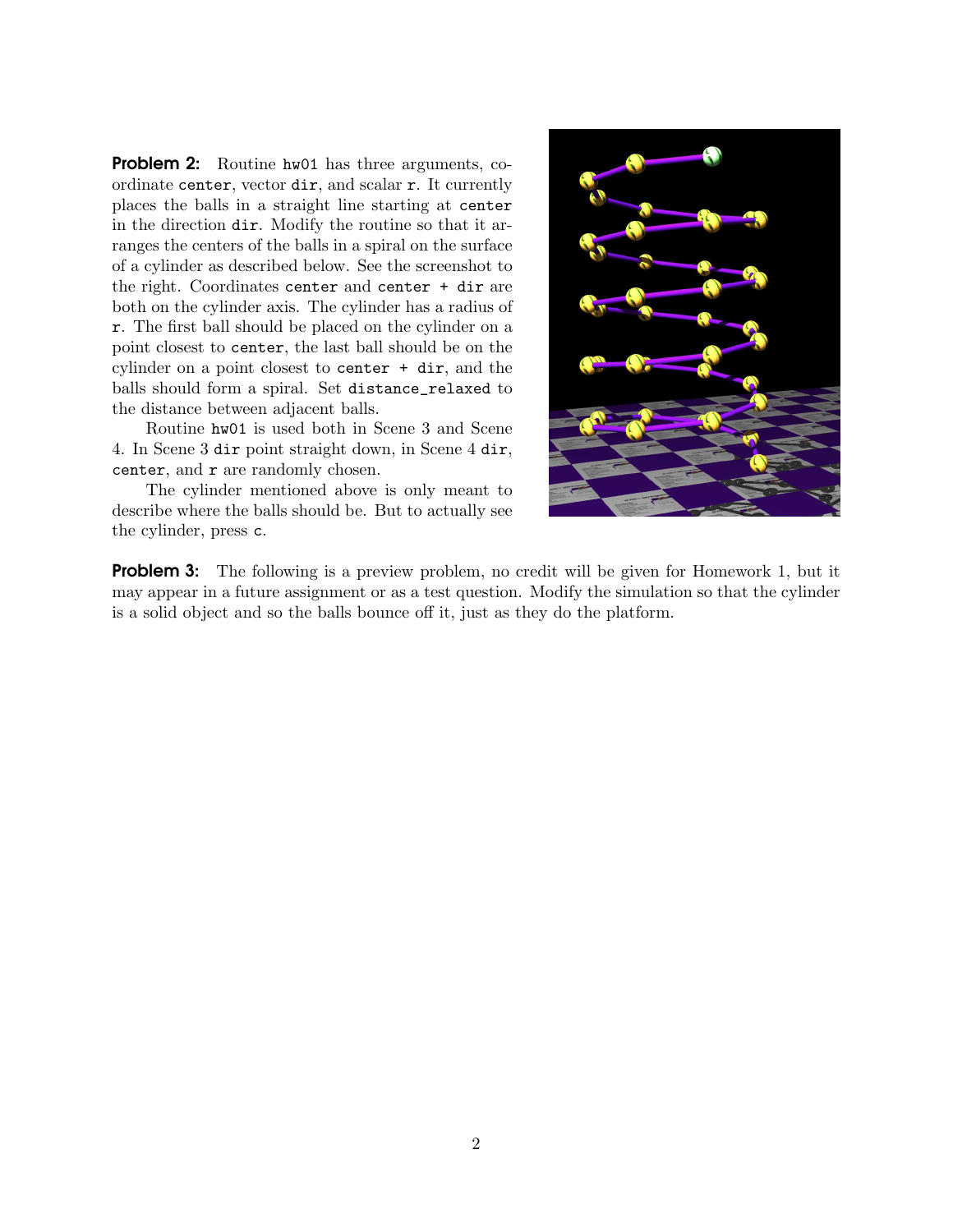**Problem 2:** Routine `hw01` has three arguments, coordinate `center`, vector `dir`, and scalar `r`. It currently places the balls in a straight line starting at `center` in the direction `dir`. Modify the routine so that it arranges the centers of the balls in a spiral on the surface of a cylinder as described below. See the screenshot to the right. Coordinates `center` and `center + dir` are both on the cylinder axis. The cylinder has a radius of `r`. The first ball should be placed on the cylinder on a point closest to `center`, the last ball should be on the cylinder on a point closest to `center + dir`, and the balls should form a spiral. Set `distance_relaxed` to the distance between adjacent balls.

Routine `hw01` is used both in Scene 3 and Scene 4. In Scene 3 `dir` point straight down, in Scene 4 `dir`, `center`, and `r` are randomly chosen.

The cylinder mentioned above is only meant to describe where the balls should be. But to actually see the cylinder, press `c`.

**Problem 3:** The following is a preview problem, no credit will be given for Homework 1, but it may appear in a future assignment or as a test question. Modify the simulation so that the cylinder is a solid object and so the balls bounce off it, just as they do the platform.